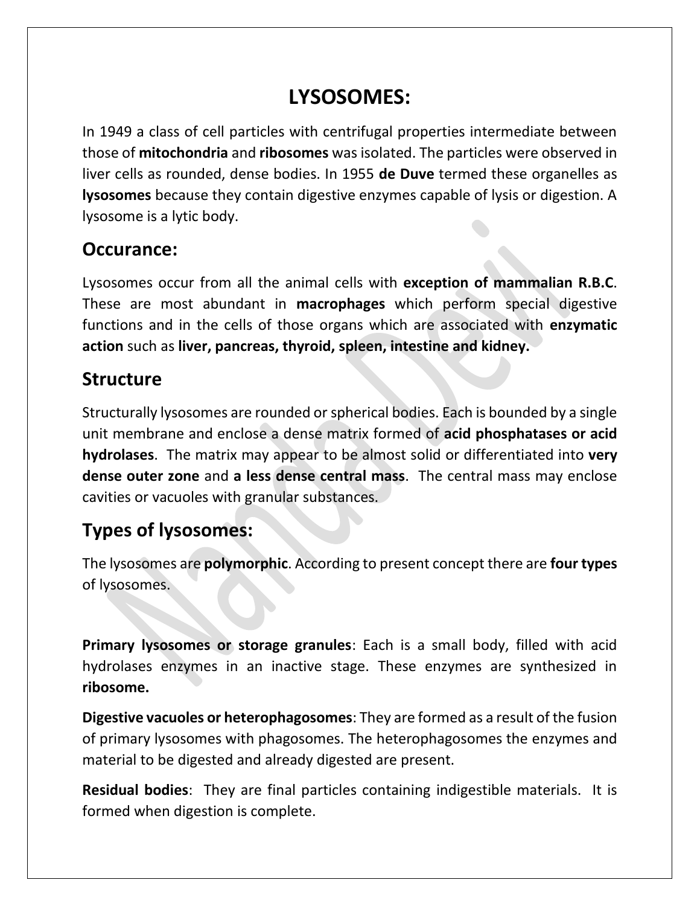# LYSOSOMES:

In 1949 a class of cell particles with centrifugal properties intermediate between those of **mitochondria** and **ribosomes** was isolated. The particles were observed in liver cells as rounded, dense bodies. In 1955 **de Duve** termed these organelles as **lysosomes** because they contain digestive enzymes capable of lysis or digestion. A lysosome is a lytic body.

## Occurance:

Lysosomes occur from all the animal cells with **exception of mammalian R.B.C**. These are most abundant in **macrophages** which perform special digestive functions and in the cells of those organs which are associated with **enzymatic action** such as **liver, pancreas, thyroid, spleen, intestine and kidney.**

## Structure

Structurally lysosomes are rounded or spherical bodies. Each is bounded by a single unit membrane and enclose a dense matrix formed of **acid phosphatases or acid hydrolases**. The matrix may appear to be almost solid or differentiated into **very dense outer zone** and **a less dense central mass**. The central mass may enclose cavities or vacuoles with granular substances.

## Types of lysosomes:

The lysosomes are **polymorphic**. According to present concept there are **four types** of lysosomes.

**Primary lysosomes or storage granules**: Each is a small body, filled with acid hydrolases enzymes in an inactive stage. These enzymes are synthesized in **ribosome.**

**Digestive vacuoles or heterophagosomes**: They are formed as a result of the fusion of primary lysosomes with phagosomes. The heterophagosomes the enzymes and material to be digested and already digested are present.

**Residual bodies**: They are final particles containing indigestible materials. It is formed when digestion is complete.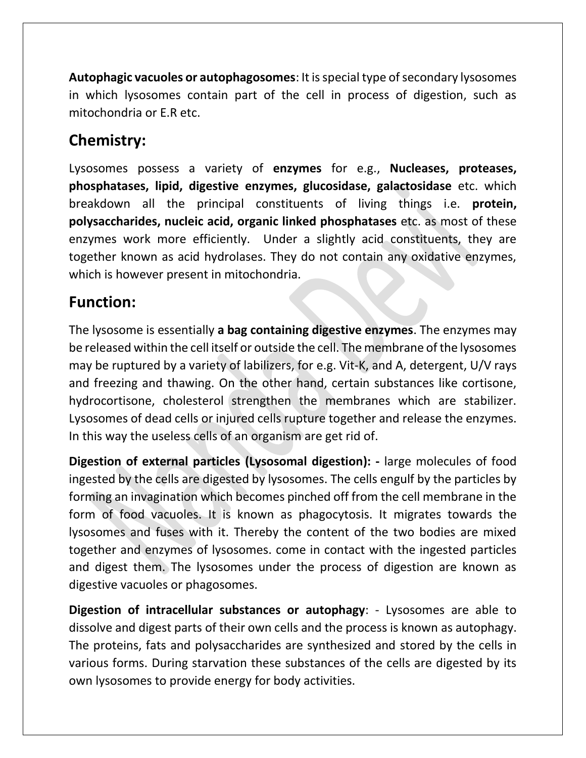**Autophagic vacuoles or autophagosomes**: It is special type of secondary lysosomes in which lysosomes contain part of the cell in process of digestion, such as mitochondria or E.R etc.

## Chemistry:

Lysosomes possess a variety of **enzymes** for e.g., **Nucleases, proteases, phosphatases, lipid, digestive enzymes, glucosidase, galactosidase** etc. which breakdown all the principal constituents of living things i.e. **protein, polysaccharides, nucleic acid, organic linked phosphatases** etc. as most of these enzymes work more efficiently. Under a slightly acid constituents, they are together known as acid hydrolases. They do not contain any oxidative enzymes, which is however present in mitochondria.

## Function:

The lysosome is essentially **a bag containing digestive enzymes**. The enzymes may be released within the cell itself or outside the cell. The membrane of the lysosomes may be ruptured by a variety of labilizers, for e.g. Vit-K, and A, detergent, U/V rays and freezing and thawing. On the other hand, certain substances like cortisone, hydrocortisone, cholesterol strengthen the membranes which are stabilizer. Lysosomes of dead cells or injured cells rupture together and release the enzymes. In this way the useless cells of an organism are get rid of.

**Digestion of external particles (Lysosomal digestion): -** large molecules of food ingested by the cells are digested by lysosomes. The cells engulf by the particles by forming an invagination which becomes pinched off from the cell membrane in the form of food vacuoles. It is known as phagocytosis. It migrates towards the lysosomes and fuses with it. Thereby the content of the two bodies are mixed together and enzymes of lysosomes. come in contact with the ingested particles and digest them. The lysosomes under the process of digestion are known as digestive vacuoles or phagosomes.

**Digestion of intracellular substances or autophagy**: - Lysosomes are able to dissolve and digest parts of their own cells and the process is known as autophagy. The proteins, fats and polysaccharides are synthesized and stored by the cells in various forms. During starvation these substances of the cells are digested by its own lysosomes to provide energy for body activities.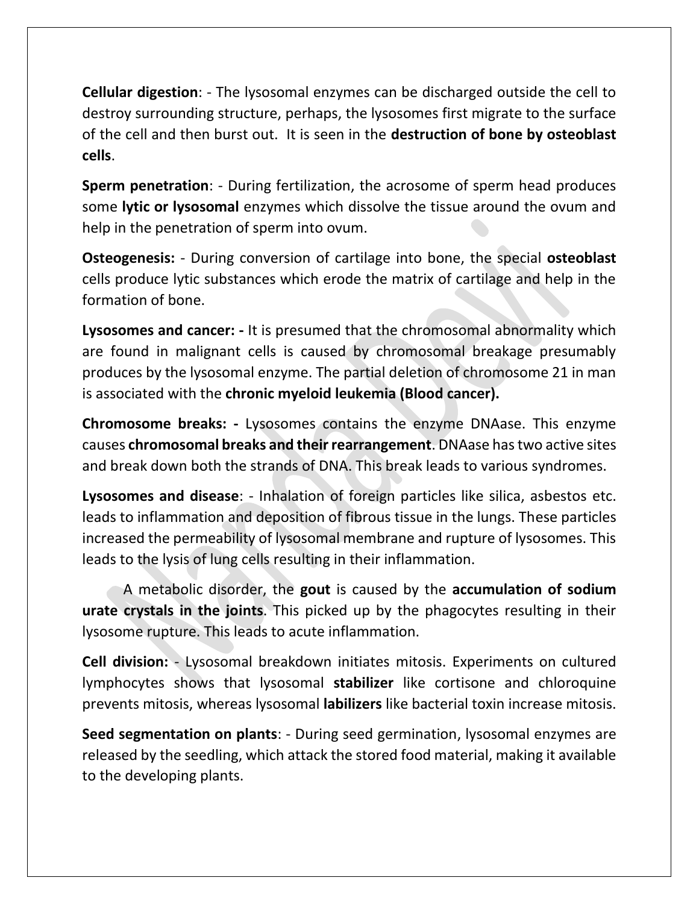**Cellular digestion**: - The lysosomal enzymes can be discharged outside the cell to destroy surrounding structure, perhaps, the lysosomes first migrate to the surface of the cell and then burst out. It is seen in the **destruction of bone by osteoblast cells**.

**Sperm penetration**: - During fertilization, the acrosome of sperm head produces some **lytic or lysosomal** enzymes which dissolve the tissue around the ovum and help in the penetration of sperm into ovum.

**Osteogenesis:** - During conversion of cartilage into bone, the special **osteoblast** cells produce lytic substances which erode the matrix of cartilage and help in the formation of bone.

**Lysosomes and cancer: -** It is presumed that the chromosomal abnormality which are found in malignant cells is caused by chromosomal breakage presumably produces by the lysosomal enzyme. The partial deletion of chromosome 21 in man is associated with the **chronic myeloid leukemia (Blood cancer).**

**Chromosome breaks: -** Lysosomes contains the enzyme DNAase. This enzyme causes **chromosomal breaks and their rearrangement**. DNAase has two active sites and break down both the strands of DNA. This break leads to various syndromes.

**Lysosomes and disease**: - Inhalation of foreign particles like silica, asbestos etc. leads to inflammation and deposition of fibrous tissue in the lungs. These particles increased the permeability of lysosomal membrane and rupture of lysosomes. This leads to the lysis of lung cells resulting in their inflammation.

A metabolic disorder, the **gout** is caused by the **accumulation of sodium urate crystals in the joints**. This picked up by the phagocytes resulting in their lysosome rupture. This leads to acute inflammation.

**Cell division:** - Lysosomal breakdown initiates mitosis. Experiments on cultured lymphocytes shows that lysosomal **stabilizer** like cortisone and chloroquine prevents mitosis, whereas lysosomal **labilizers** like bacterial toxin increase mitosis.

**Seed segmentation on plants**: - During seed germination, lysosomal enzymes are released by the seedling, which attack the stored food material, making it available to the developing plants.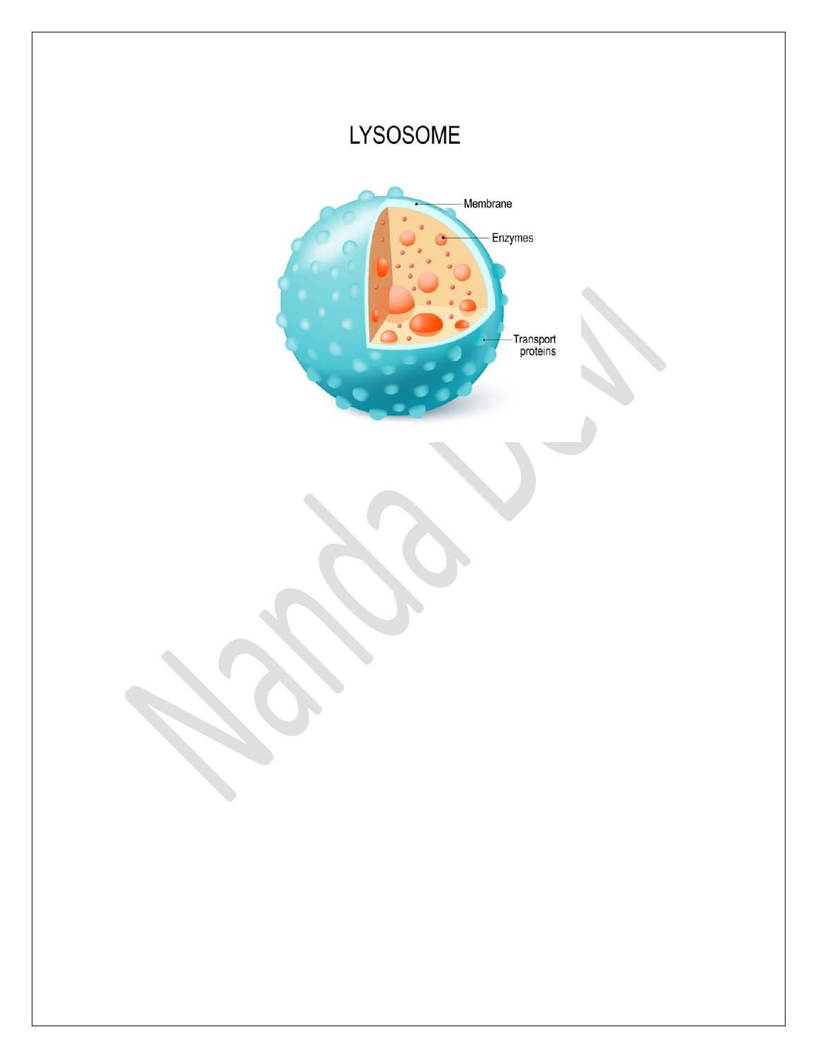# LYSOSOME

Membrane

Enzymes

Transport proteins